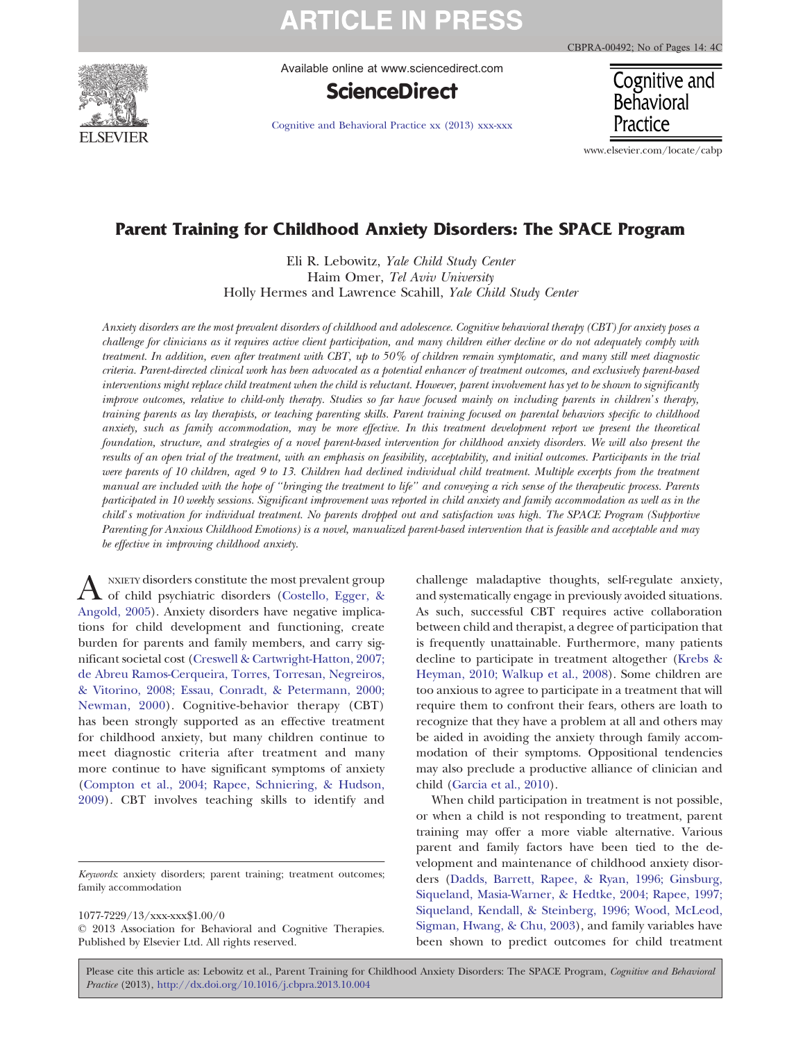# Parent Training for Childhood Anxiety Disorders: The SPACE Program

Eli R. Lebowitz, *Yale Child Study Center*
Haim Omer, *Tel Aviv University*
Holly Hermes and Lawrence Scahill, *Yale Child Study Center*

*Anxiety disorders are the most prevalent disorders of childhood and adolescence. Cognitive behavioral therapy (CBT) for anxiety poses a challenge for clinicians as it requires active client participation, and many children either decline or do not adequately comply with treatment. In addition, even after treatment with CBT, up to 50% of children remain symptomatic, and many still meet diagnostic criteria. Parent-directed clinical work has been advocated as a potential enhancer of treatment outcomes, and exclusively parent-based interventions might replace child treatment when the child is reluctant. However, parent involvement has yet to be shown to significantly improve outcomes, relative to child-only therapy. Studies so far have focused mainly on including parents in children's therapy, training parents as lay therapists, or teaching parenting skills. Parent training focused on parental behaviors specific to childhood anxiety, such as family accommodation, may be more effective. In this treatment development report we present the theoretical foundation, structure, and strategies of a novel parent-based intervention for childhood anxiety disorders. We will also present the results of an open trial of the treatment, with an emphasis on feasibility, acceptability, and initial outcomes. Participants in the trial were parents of 10 children, aged 9 to 13. Children had declined individual child treatment. Multiple excerpts from the treatment manual are included with the hope of "bringing the treatment to life" and conveying a rich sense of the therapeutic process. Parents participated in 10 weekly sessions. Significant improvement was reported in child anxiety and family accommodation as well as in the child's motivation for individual treatment. No parents dropped out and satisfaction was high. The SPACE Program (Supportive Parenting for Anxious Childhood Emotions) is a novel, manualized parent-based intervention that is feasible and acceptable and may be effective in improving childhood anxiety.*

Anxiety disorders constitute the most prevalent group of child psychiatric disorders (Costello, Egger, & Angold, 2005). Anxiety disorders have negative implications for child development and functioning, create burden for parents and family members, and carry significant societal cost (Creswell & Cartwright-Hatton, 2007; de Abreu Ramos-Cerqueira, Torres, Torresan, Negreiros, & Vitorino, 2008; Essau, Conradt, & Petermann, 2000; Newman, 2000). Cognitive-behavior therapy (CBT) has been strongly supported as an effective treatment for childhood anxiety, but many children continue to meet diagnostic criteria after treatment and many more continue to have significant symptoms of anxiety (Compton et al., 2004; Rapee, Schniering, & Hudson, 2009). CBT involves teaching skills to identify and challenge maladaptive thoughts, self-regulate anxiety, and systematically engage in previously avoided situations. As such, successful CBT requires active collaboration between child and therapist, a degree of participation that is frequently unattainable. Furthermore, many patients decline to participate in treatment altogether (Krebs & Heyman, 2010; Walkup et al., 2008). Some children are too anxious to agree to participate in a treatment that will require them to confront their fears, others are loath to recognize that they have a problem at all and others may be aided in avoiding the anxiety through family accommodation of their symptoms. Oppositional tendencies may also preclude a productive alliance of clinician and child (Garcia et al., 2010).

When child participation in treatment is not possible, or when a child is not responding to treatment, parent training may offer a more viable alternative. Various parent and family factors have been tied to the development and maintenance of childhood anxiety disorders (Dadds, Barrett, Rapee, & Ryan, 1996; Ginsburg, Siqueland, Masia-Warner, & Hedtke, 2004; Rapee, 1997; Siqueland, Kendall, & Steinberg, 1996; Wood, McLeod, Sigman, Hwang, & Chu, 2003), and family variables have been shown to predict outcomes for child treatment

*Keywords*: anxiety disorders; parent training; treatment outcomes; family accommodation

1077-7229/13/xxx-xxx$1.00/0
© 2013 Association for Behavioral and Cognitive Therapies. Published by Elsevier Ltd. All rights reserved.

Please cite this article as: Lebowitz et al., Parent Training for Childhood Anxiety Disorders: The SPACE Program, *Cognitive and Behavioral Practice* (2013), http://dx.doi.org/10.1016/j.cbpra.2013.10.004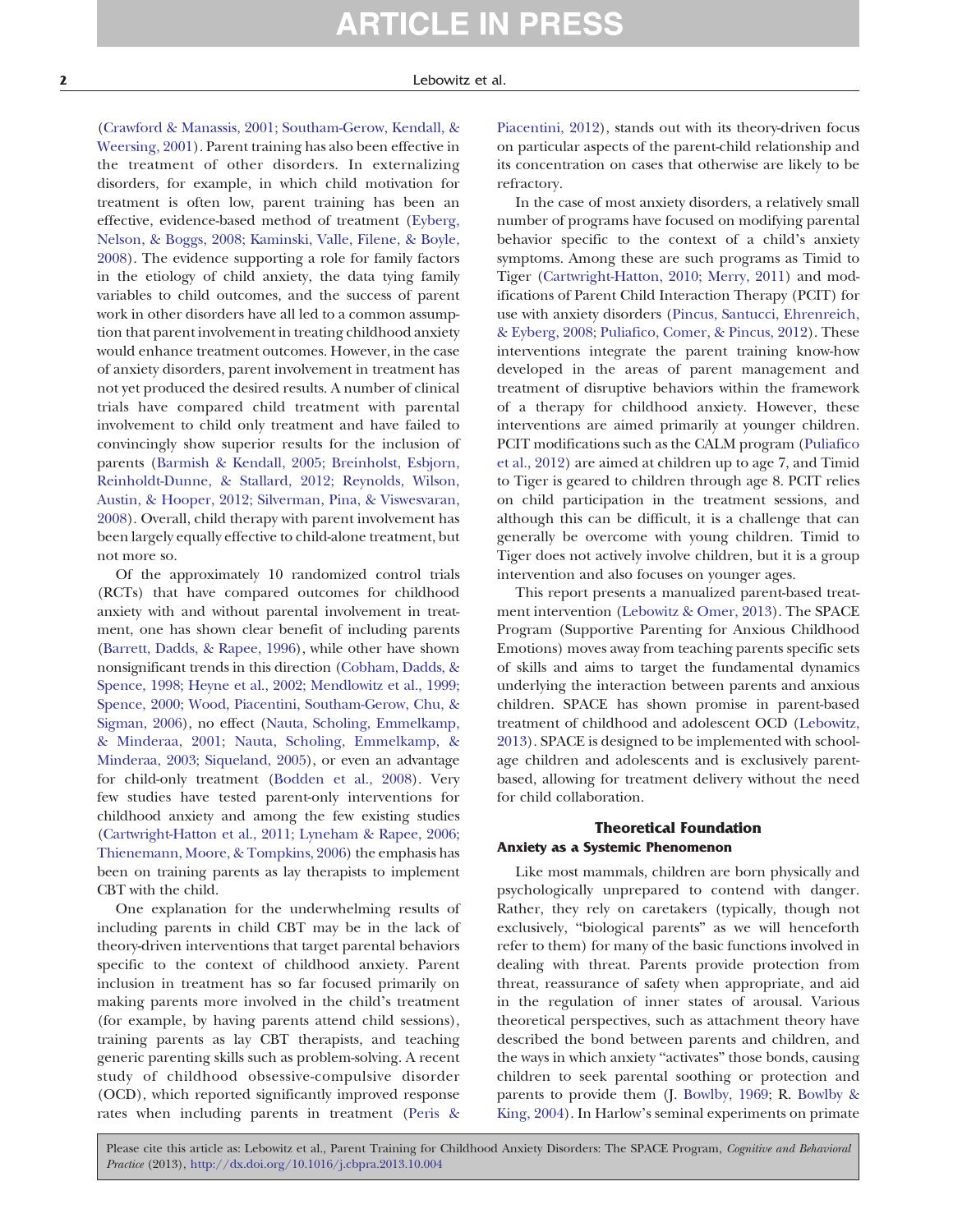(Crawford & Manassis, 2001; Southam-Gerow, Kendall, & Weersing, 2001). Parent training has also been effective in the treatment of other disorders. In externalizing disorders, for example, in which child motivation for treatment is often low, parent training has been an effective, evidence-based method of treatment (Eyberg, Nelson, & Boggs, 2008; Kaminski, Valle, Filene, & Boyle, 2008). The evidence supporting a role for family factors in the etiology of child anxiety, the data tying family variables to child outcomes, and the success of parent work in other disorders have all led to a common assumption that parent involvement in treating childhood anxiety would enhance treatment outcomes. However, in the case of anxiety disorders, parent involvement in treatment has not yet produced the desired results. A number of clinical trials have compared child treatment with parental involvement to child only treatment and have failed to convincingly show superior results for the inclusion of parents (Barmish & Kendall, 2005; Breinholst, Esbjorn, Reinholdt-Dunne, & Stallard, 2012; Reynolds, Wilson, Austin, & Hooper, 2012; Silverman, Pina, & Viswesvaran, 2008). Overall, child therapy with parent involvement has been largely equally effective to child-alone treatment, but not more so.

Of the approximately 10 randomized control trials (RCTs) that have compared outcomes for childhood anxiety with and without parental involvement in treatment, one has shown clear benefit of including parents (Barrett, Dadds, & Rapee, 1996), while other have shown nonsignificant trends in this direction (Cobham, Dadds, & Spence, 1998; Heyne et al., 2002; Mendlowitz et al., 1999; Spence, 2000; Wood, Piacentini, Southam-Gerow, Chu, & Sigman, 2006), no effect (Nauta, Scholing, Emmelkamp, & Minderaa, 2001; Nauta, Scholing, Emmelkamp, & Minderaa, 2003; Siqueland, 2005), or even an advantage for child-only treatment (Bodden et al., 2008). Very few studies have tested parent-only interventions for childhood anxiety and among the few existing studies (Cartwright-Hatton et al., 2011; Lyneham & Rapee, 2006; Thienemann, Moore, & Tompkins, 2006) the emphasis has been on training parents as lay therapists to implement CBT with the child.

One explanation for the underwhelming results of including parents in child CBT may be in the lack of theory-driven interventions that target parental behaviors specific to the context of childhood anxiety. Parent inclusion in treatment has so far focused primarily on making parents more involved in the child's treatment (for example, by having parents attend child sessions), training parents as lay CBT therapists, and teaching generic parenting skills such as problem-solving. A recent study of childhood obsessive-compulsive disorder (OCD), which reported significantly improved response rates when including parents in treatment (Peris & Piacentini, 2012), stands out with its theory-driven focus on particular aspects of the parent-child relationship and its concentration on cases that otherwise are likely to be refractory.

In the case of most anxiety disorders, a relatively small number of programs have focused on modifying parental behavior specific to the context of a child's anxiety symptoms. Among these are such programs as Timid to Tiger (Cartwright-Hatton, 2010; Merry, 2011) and modifications of Parent Child Interaction Therapy (PCIT) for use with anxiety disorders (Pincus, Santucci, Ehrenreich, & Eyberg, 2008; Puliafico, Comer, & Pincus, 2012). These interventions integrate the parent training know-how developed in the areas of parent management and treatment of disruptive behaviors within the framework of a therapy for childhood anxiety. However, these interventions are aimed primarily at younger children. PCIT modifications such as the CALM program (Puliafico et al., 2012) are aimed at children up to age 7, and Timid to Tiger is geared to children through age 8. PCIT relies on child participation in the treatment sessions, and although this can be difficult, it is a challenge that can generally be overcome with young children. Timid to Tiger does not actively involve children, but it is a group intervention and also focuses on younger ages.

This report presents a manualized parent-based treatment intervention (Lebowitz & Omer, 2013). The SPACE Program (Supportive Parenting for Anxious Childhood Emotions) moves away from teaching parents specific sets of skills and aims to target the fundamental dynamics underlying the interaction between parents and anxious children. SPACE has shown promise in parent-based treatment of childhood and adolescent OCD (Lebowitz, 2013). SPACE is designed to be implemented with school-age children and adolescents and is exclusively parent-based, allowing for treatment delivery without the need for child collaboration.

## Theoretical Foundation

### Anxiety as a Systemic Phenomenon

Like most mammals, children are born physically and psychologically unprepared to contend with danger. Rather, they rely on caretakers (typically, though not exclusively, "biological parents" as we will henceforth refer to them) for many of the basic functions involved in dealing with threat. Parents provide protection from threat, reassurance of safety when appropriate, and aid in the regulation of inner states of arousal. Various theoretical perspectives, such as attachment theory have described the bond between parents and children, and the ways in which anxiety "activates" those bonds, causing children to seek parental soothing or protection and parents to provide them (J. Bowlby, 1969; R. Bowlby & King, 2004). In Harlow's seminal experiments on primate

Please cite this article as: Lebowitz et al., Parent Training for Childhood Anxiety Disorders: The SPACE Program, *Cognitive and Behavioral Practice* (2013), http://dx.doi.org/10.1016/j.cbpra.2013.10.004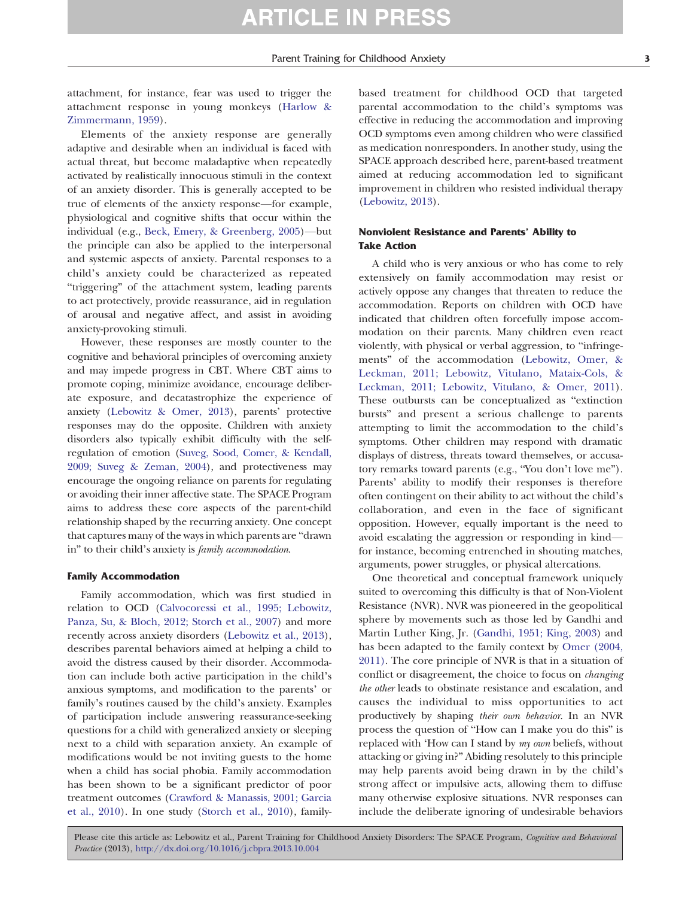attachment, for instance, fear was used to trigger the attachment response in young monkeys (Harlow & Zimmermann, 1959).

Elements of the anxiety response are generally adaptive and desirable when an individual is faced with actual threat, but become maladaptive when repeatedly activated by realistically innocuous stimuli in the context of an anxiety disorder. This is generally accepted to be true of elements of the anxiety response—for example, physiological and cognitive shifts that occur within the individual (e.g., Beck, Emery, & Greenberg, 2005)—but the principle can also be applied to the interpersonal and systemic aspects of anxiety. Parental responses to a child's anxiety could be characterized as repeated "triggering" of the attachment system, leading parents to act protectively, provide reassurance, aid in regulation of arousal and negative affect, and assist in avoiding anxiety-provoking stimuli.

However, these responses are mostly counter to the cognitive and behavioral principles of overcoming anxiety and may impede progress in CBT. Where CBT aims to promote coping, minimize avoidance, encourage deliberate exposure, and decatastrophize the experience of anxiety (Lebowitz & Omer, 2013), parents' protective responses may do the opposite. Children with anxiety disorders also typically exhibit difficulty with the self-regulation of emotion (Suveg, Sood, Comer, & Kendall, 2009; Suveg & Zeman, 2004), and protectiveness may encourage the ongoing reliance on parents for regulating or avoiding their inner affective state. The SPACE Program aims to address these core aspects of the parent-child relationship shaped by the recurring anxiety. One concept that captures many of the ways in which parents are "drawn in" to their child's anxiety is *family accommodation*.

#### Family Accommodation

Family accommodation, which was first studied in relation to OCD (Calvocoressi et al., 1995; Lebowitz, Panza, Su, & Bloch, 2012; Storch et al., 2007) and more recently across anxiety disorders (Lebowitz et al., 2013), describes parental behaviors aimed at helping a child to avoid the distress caused by their disorder. Accommodation can include both active participation in the child's anxious symptoms, and modification to the parents' or family's routines caused by the child's anxiety. Examples of participation include answering reassurance-seeking questions for a child with generalized anxiety or sleeping next to a child with separation anxiety. An example of modifications would be not inviting guests to the home when a child has social phobia. Family accommodation has been shown to be a significant predictor of poor treatment outcomes (Crawford & Manassis, 2001; Garcia et al., 2010). In one study (Storch et al., 2010), family-based treatment for childhood OCD that targeted parental accommodation to the child's symptoms was effective in reducing the accommodation and improving OCD symptoms even among children who were classified as medication nonresponders. In another study, using the SPACE approach described here, parent-based treatment aimed at reducing accommodation led to significant improvement in children who resisted individual therapy (Lebowitz, 2013).

#### Nonviolent Resistance and Parents' Ability to Take Action

A child who is very anxious or who has come to rely extensively on family accommodation may resist or actively oppose any changes that threaten to reduce the accommodation. Reports on children with OCD have indicated that children often forcefully impose accommodation on their parents. Many children even react violently, with physical or verbal aggression, to "infringements" of the accommodation (Lebowitz, Omer, & Leckman, 2011; Lebowitz, Vitulano, Mataix-Cols, & Leckman, 2011; Lebowitz, Vitulano, & Omer, 2011). These outbursts can be conceptualized as "extinction bursts" and present a serious challenge to parents attempting to limit the accommodation to the child's symptoms. Other children may respond with dramatic displays of distress, threats toward themselves, or accusatory remarks toward parents (e.g., "You don't love me"). Parents' ability to modify their responses is therefore often contingent on their ability to act without the child's collaboration, and even in the face of significant opposition. However, equally important is the need to avoid escalating the aggression or responding in kind—for instance, becoming entrenched in shouting matches, arguments, power struggles, or physical altercations.

One theoretical and conceptual framework uniquely suited to overcoming this difficulty is that of Non-Violent Resistance (NVR). NVR was pioneered in the geopolitical sphere by movements such as those led by Gandhi and Martin Luther King, Jr. (Gandhi, 1951; King, 2003) and has been adapted to the family context by Omer (2004, 2011). The core principle of NVR is that in a situation of conflict or disagreement, the choice to focus on *changing the other* leads to obstinate resistance and escalation, and causes the individual to miss opportunities to act productively by shaping *their own behavior*. In an NVR process the question of "How can I make you do this" is replaced with 'How can I stand by *my own* beliefs, without attacking or giving in?" Abiding resolutely to this principle may help parents avoid being drawn in by the child's strong affect or impulsive acts, allowing them to diffuse many otherwise explosive situations. NVR responses can include the deliberate ignoring of undesirable behaviors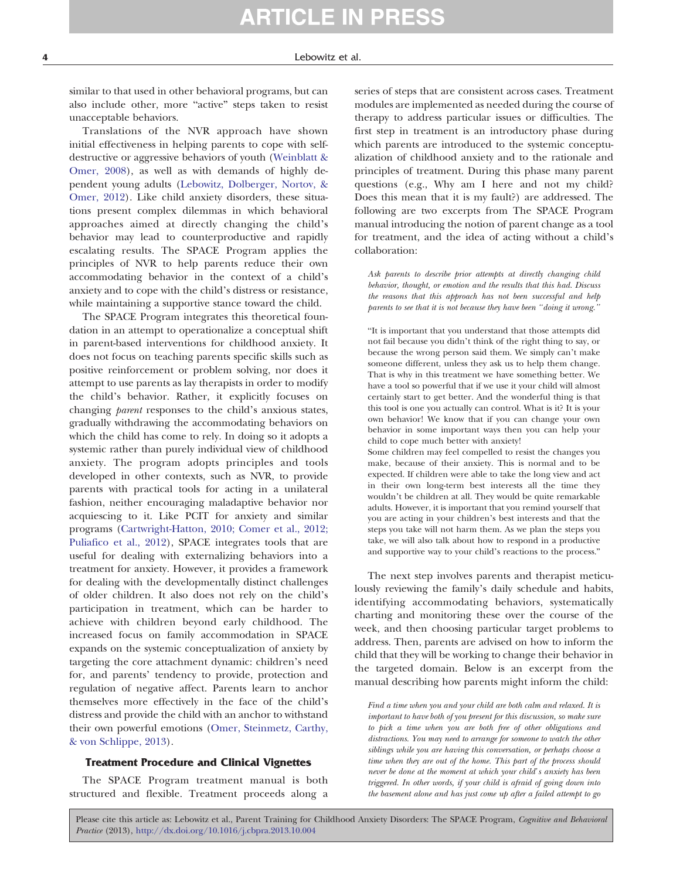similar to that used in other behavioral programs, but can also include other, more "active" steps taken to resist unacceptable behaviors.

Translations of the NVR approach have shown initial effectiveness in helping parents to cope with self-destructive or aggressive behaviors of youth (Weinblatt & Omer, 2008), as well as with demands of highly dependent young adults (Lebowitz, Dolberger, Nortov, & Omer, 2012). Like child anxiety disorders, these situations present complex dilemmas in which behavioral approaches aimed at directly changing the child's behavior may lead to counterproductive and rapidly escalating results. The SPACE Program applies the principles of NVR to help parents reduce their own accommodating behavior in the context of a child's anxiety and to cope with the child's distress or resistance, while maintaining a supportive stance toward the child.

The SPACE Program integrates this theoretical foundation in an attempt to operationalize a conceptual shift in parent-based interventions for childhood anxiety. It does not focus on teaching parents specific skills such as positive reinforcement or problem solving, nor does it attempt to use parents as lay therapists in order to modify the child's behavior. Rather, it explicitly focuses on changing *parent* responses to the child's anxious states, gradually withdrawing the accommodating behaviors on which the child has come to rely. In doing so it adopts a systemic rather than purely individual view of childhood anxiety. The program adopts principles and tools developed in other contexts, such as NVR, to provide parents with practical tools for acting in a unilateral fashion, neither encouraging maladaptive behavior nor acquiescing to it. Like PCIT for anxiety and similar programs (Cartwright-Hatton, 2010; Comer et al., 2012; Puliafico et al., 2012), SPACE integrates tools that are useful for dealing with externalizing behaviors into a treatment for anxiety. However, it provides a framework for dealing with the developmentally distinct challenges of older children. It also does not rely on the child's participation in treatment, which can be harder to achieve with children beyond early childhood. The increased focus on family accommodation in SPACE expands on the systemic conceptualization of anxiety by targeting the core attachment dynamic: children's need for, and parents' tendency to provide, protection and regulation of negative affect. Parents learn to anchor themselves more effectively in the face of the child's distress and provide the child with an anchor to withstand their own powerful emotions (Omer, Steinmetz, Carthy, & von Schlippe, 2013).

### Treatment Procedure and Clinical Vignettes

The SPACE Program treatment manual is both structured and flexible. Treatment proceeds along a series of steps that are consistent across cases. Treatment modules are implemented as needed during the course of therapy to address particular issues or difficulties. The first step in treatment is an introductory phase during which parents are introduced to the systemic conceptualization of childhood anxiety and to the rationale and principles of treatment. During this phase many parent questions (e.g., Why am I here and not my child? Does this mean that it is my fault?) are addressed. The following are two excerpts from The SPACE Program manual introducing the notion of parent change as a tool for treatment, and the idea of acting without a child's collaboration:

> *Ask parents to describe prior attempts at directly changing child behavior, thought, or emotion and the results that this had. Discuss the reasons that this approach has not been successful and help parents to see that it is not because they have been "doing it wrong."*
>
> "It is important that you understand that those attempts did not fail because you didn't think of the right thing to say, or because the wrong person said them. We simply can't make someone different, unless they ask us to help them change. That is why in this treatment we have something better. We have a tool so powerful that if we use it your child will almost certainly start to get better. And the wonderful thing is that this tool is one you actually can control. What is it? It is your own behavior! We know that if you can change your own behavior in some important ways then you can help your child to cope much better with anxiety!
> Some children may feel compelled to resist the changes you make, because of their anxiety. This is normal and to be expected. If children were able to take the long view and act in their own long-term best interests all the time they wouldn't be children at all. They would be quite remarkable adults. However, it is important that you remind yourself that you are acting in your children's best interests and that the steps you take will not harm them. As we plan the steps you take, we will also talk about how to respond in a productive and supportive way to your child's reactions to the process."

The next step involves parents and therapist meticulously reviewing the family's daily schedule and habits, identifying accommodating behaviors, systematically charting and monitoring these over the course of the week, and then choosing particular target problems to address. Then, parents are advised on how to inform the child that they will be working to change their behavior in the targeted domain. Below is an excerpt from the manual describing how parents might inform the child:

> *Find a time when you and your child are both calm and relaxed. It is important to have both of you present for this discussion, so make sure to pick a time when you are both free of other obligations and distractions. You may need to arrange for someone to watch the other siblings while you are having this conversation, or perhaps choose a time when they are out of the home. This part of the process should never be done at the moment at which your child's anxiety has been triggered. In other words, if your child is afraid of going down into the basement alone and has just come up after a failed attempt to go*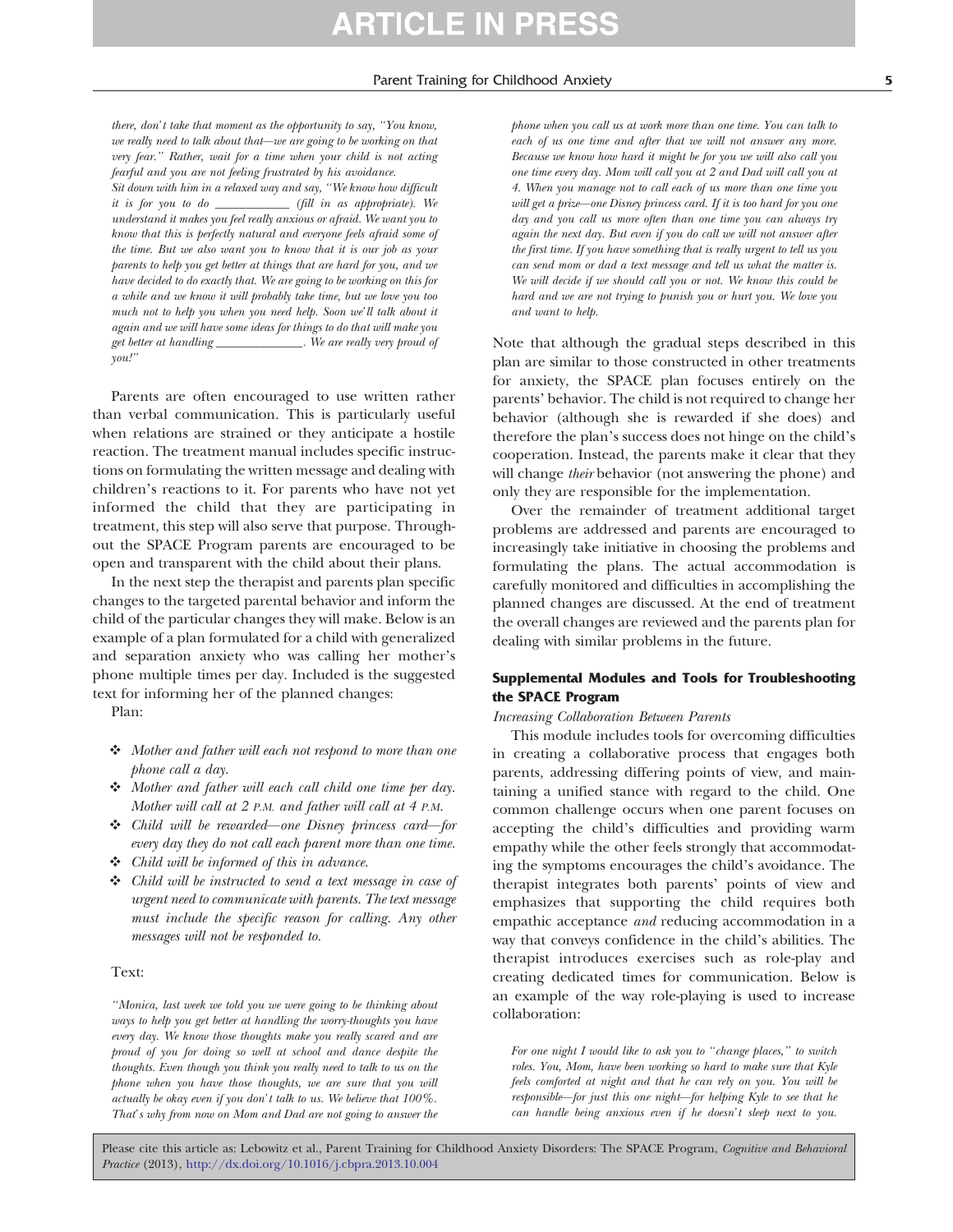*there, don't take that moment as the opportunity to say, "You know, we really need to talk about that—we are going to be working on that very fear." Rather, wait for a time when your child is not acting fearful and you are not feeling frustrated by his avoidance.*

*Sit down with him in a relaxed way and say, "We know how difficult it is for you to do ____________ (fill in as appropriate). We understand it makes you feel really anxious or afraid. We want you to know that this is perfectly natural and everyone feels afraid some of the time. But we also want you to know that it is our job as your parents to help you get better at things that are hard for you, and we have decided to do exactly that. We are going to be working on this for a while and we know it will probably take time, but we love you too much not to help you when you need help. Soon we'll talk about it again and we will have some ideas for things to do that will make you get better at handling ______________. We are really very proud of you!"*

Parents are often encouraged to use written rather than verbal communication. This is particularly useful when relations are strained or they anticipate a hostile reaction. The treatment manual includes specific instructions on formulating the written message and dealing with children's reactions to it. For parents who have not yet informed the child that they are participating in treatment, this step will also serve that purpose. Throughout the SPACE Program parents are encouraged to be open and transparent with the child about their plans.

In the next step the therapist and parents plan specific changes to the targeted parental behavior and inform the child of the particular changes they will make. Below is an example of a plan formulated for a child with generalized and separation anxiety who was calling her mother's phone multiple times per day. Included is the suggested text for informing her of the planned changes:

Plan:

- *Mother and father will each not respond to more than one phone call a day.*
- *Mother and father will each call child one time per day. Mother will call at 2 P.M. and father will call at 4 P.M.*
- *Child will be rewarded—one Disney princess card—for every day they do not call each parent more than one time.*
- *Child will be informed of this in advance.*
- *Child will be instructed to send a text message in case of urgent need to communicate with parents. The text message must include the specific reason for calling. Any other messages will not be responded to.*

Text:

*"Monica, last week we told you we were going to be thinking about ways to help you get better at handling the worry-thoughts you have every day. We know those thoughts make you really scared and are proud of you for doing so well at school and dance despite the thoughts. Even though you think you really need to talk to us on the phone when you have those thoughts, we are sure that you will actually be okay even if you don't talk to us. We believe that 100%. That's why from now on Mom and Dad are not going to answer the phone when you call us at work more than one time. You can talk to each of us one time and after that we will not answer any more. Because we know how hard it might be for you we will also call you one time every day. Mom will call you at 2 and Dad will call you at 4. When you manage not to call each of us more than one time you will get a prize—one Disney princess card. If it is too hard for you one day and you call us more often than one time you can always try again the next day. But even if you do call we will not answer after the first time. If you have something that is really urgent to tell us you can send mom or dad a text message and tell us what the matter is. We will decide if we should call you or not. We know this could be hard and we are not trying to punish you or hurt you. We love you and want to help.*

Note that although the gradual steps described in this plan are similar to those constructed in other treatments for anxiety, the SPACE plan focuses entirely on the parents' behavior. The child is not required to change her behavior (although she is rewarded if she does) and therefore the plan's success does not hinge on the child's cooperation. Instead, the parents make it clear that they will change *their* behavior (not answering the phone) and only they are responsible for the implementation.

Over the remainder of treatment additional target problems are addressed and parents are encouraged to increasingly take initiative in choosing the problems and formulating the plans. The actual accommodation is carefully monitored and difficulties in accomplishing the planned changes are discussed. At the end of treatment the overall changes are reviewed and the parents plan for dealing with similar problems in the future.

## Supplemental Modules and Tools for Troubleshooting the SPACE Program

*Increasing Collaboration Between Parents*

This module includes tools for overcoming difficulties in creating a collaborative process that engages both parents, addressing differing points of view, and maintaining a unified stance with regard to the child. One common challenge occurs when one parent focuses on accepting the child's difficulties and providing warm empathy while the other feels strongly that accommodating the symptoms encourages the child's avoidance. The therapist integrates both parents' points of view and emphasizes that supporting the child requires both empathic acceptance *and* reducing accommodation in a way that conveys confidence in the child's abilities. The therapist introduces exercises such as role-play and creating dedicated times for communication. Below is an example of the way role-playing is used to increase collaboration:

*For one night I would like to ask you to "change places," to switch roles. You, Mom, have been working so hard to make sure that Kyle feels comforted at night and that he can rely on you. You will be responsible—for just this one night—for helping Kyle to see that he can handle being anxious even if he doesn't sleep next to you.*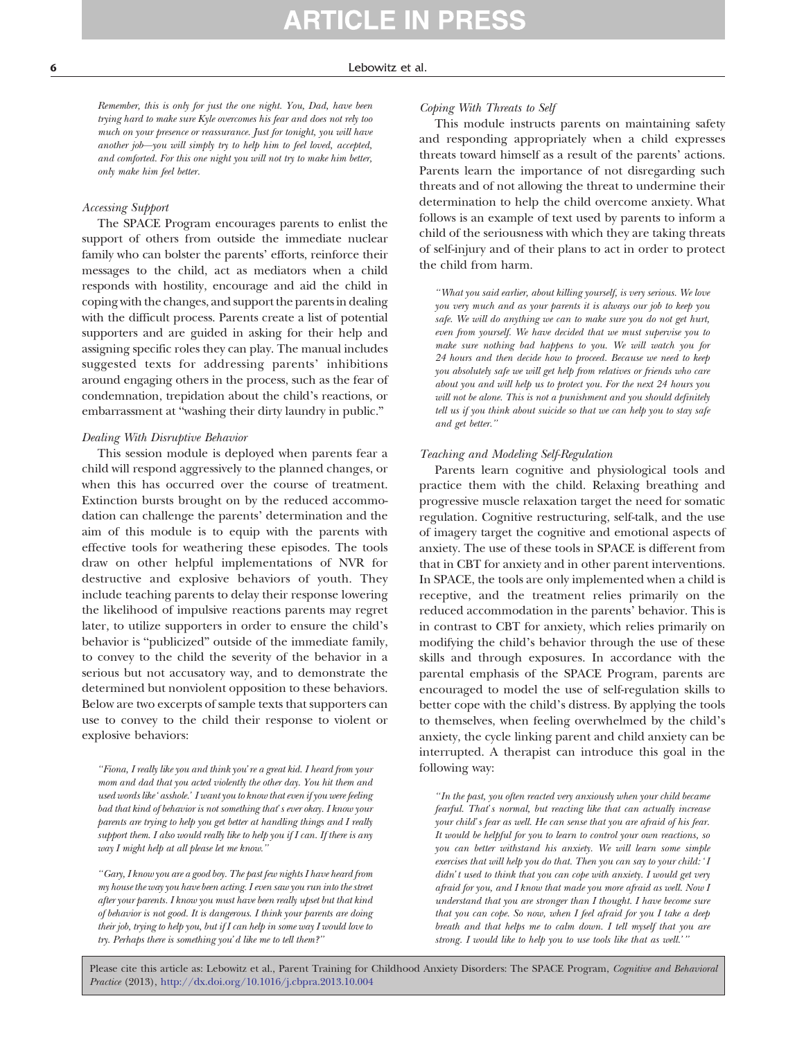*Remember, this is only for just the one night. You, Dad, have been trying hard to make sure Kyle overcomes his fear and does not rely too much on your presence or reassurance. Just for tonight, you will have another job—you will simply try to help him to feel loved, accepted, and comforted. For this one night you will not try to make him better, only make him feel better.*

*Accessing Support*

The SPACE Program encourages parents to enlist the support of others from outside the immediate nuclear family who can bolster the parents' efforts, reinforce their messages to the child, act as mediators when a child responds with hostility, encourage and aid the child in coping with the changes, and support the parents in dealing with the difficult process. Parents create a list of potential supporters and are guided in asking for their help and assigning specific roles they can play. The manual includes suggested texts for addressing parents' inhibitions around engaging others in the process, such as the fear of condemnation, trepidation about the child's reactions, or embarrassment at "washing their dirty laundry in public."

*Dealing With Disruptive Behavior*

This session module is deployed when parents fear a child will respond aggressively to the planned changes, or when this has occurred over the course of treatment. Extinction bursts brought on by the reduced accommodation can challenge the parents' determination and the aim of this module is to equip with the parents with effective tools for weathering these episodes. The tools draw on other helpful implementations of NVR for destructive and explosive behaviors of youth. They include teaching parents to delay their response lowering the likelihood of impulsive reactions parents may regret later, to utilize supporters in order to ensure the child's behavior is "publicized" outside of the immediate family, to convey to the child the severity of the behavior in a serious but not accusatory way, and to demonstrate the determined but nonviolent opposition to these behaviors. Below are two excerpts of sample texts that supporters can use to convey to the child their response to violent or explosive behaviors:

*"Fiona, I really like you and think you're a great kid. I heard from your mom and dad that you acted violently the other day. You hit them and used words like 'asshole.' I want you to know that even if you were feeling bad that kind of behavior is not something that's ever okay. I know your parents are trying to help you get better at handling things and I really support them. I also would really like to help you if I can. If there is any way I might help at all please let me know."*

*"Gary, I know you are a good boy. The past few nights I have heard from my house the way you have been acting. I even saw you run into the street after your parents. I know you must have been really upset but that kind of behavior is not good. It is dangerous. I think your parents are doing their job, trying to help you, but if I can help in some way I would love to try. Perhaps there is something you'd like me to tell them?"*

*Coping With Threats to Self*

This module instructs parents on maintaining safety and responding appropriately when a child expresses threats toward himself as a result of the parents' actions. Parents learn the importance of not disregarding such threats and of not allowing the threat to undermine their determination to help the child overcome anxiety. What follows is an example of text used by parents to inform a child of the seriousness with which they are taking threats of self-injury and of their plans to act in order to protect the child from harm.

*"What you said earlier, about killing yourself, is very serious. We love you very much and as your parents it is always our job to keep you safe. We will do anything we can to make sure you do not get hurt, even from yourself. We have decided that we must supervise you to make sure nothing bad happens to you. We will watch you for 24 hours and then decide how to proceed. Because we need to keep you absolutely safe we will get help from relatives or friends who care about you and will help us to protect you. For the next 24 hours you will not be alone. This is not a punishment and you should definitely tell us if you think about suicide so that we can help you to stay safe and get better."*

*Teaching and Modeling Self-Regulation*

Parents learn cognitive and physiological tools and practice them with the child. Relaxing breathing and progressive muscle relaxation target the need for somatic regulation. Cognitive restructuring, self-talk, and the use of imagery target the cognitive and emotional aspects of anxiety. The use of these tools in SPACE is different from that in CBT for anxiety and in other parent interventions. In SPACE, the tools are only implemented when a child is receptive, and the treatment relies primarily on the reduced accommodation in the parents' behavior. This is in contrast to CBT for anxiety, which relies primarily on modifying the child's behavior through the use of these skills and through exposures. In accordance with the parental emphasis of the SPACE Program, parents are encouraged to model the use of self-regulation skills to better cope with the child's distress. By applying the tools to themselves, when feeling overwhelmed by the child's anxiety, the cycle linking parent and child anxiety can be interrupted. A therapist can introduce this goal in the following way:

*"In the past, you often reacted very anxiously when your child became fearful. That's normal, but reacting like that can actually increase your child's fear as well. He can sense that you are afraid of his fear. It would be helpful for you to learn to control your own reactions, so you can better withstand his anxiety. We will learn some simple exercises that will help you do that. Then you can say to your child: 'I didn't used to think that you can cope with anxiety. I would get very afraid for you, and I know that made you more afraid as well. Now I understand that you are stronger than I thought. I have become sure that you can cope. So now, when I feel afraid for you I take a deep breath and that helps me to calm down. I tell myself that you are strong. I would like to help you to use tools like that as well.'"*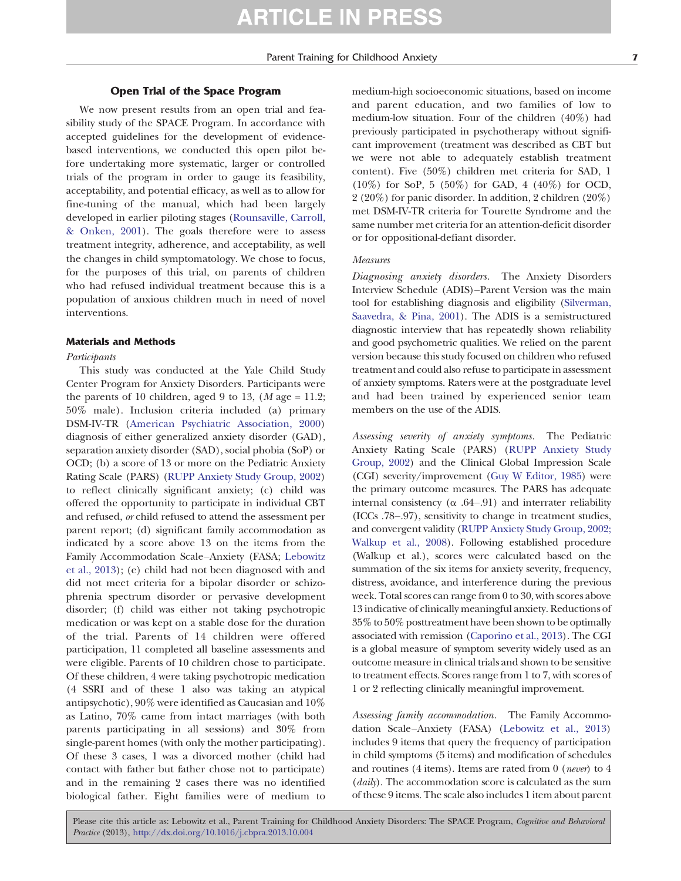## Open Trial of the Space Program

We now present results from an open trial and feasibility study of the SPACE Program. In accordance with accepted guidelines for the development of evidence-based interventions, we conducted this open pilot before undertaking more systematic, larger or controlled trials of the program in order to gauge its feasibility, acceptability, and potential efficacy, as well as to allow for fine-tuning of the manual, which had been largely developed in earlier piloting stages (Rounsaville, Carroll, & Onken, 2001). The goals therefore were to assess treatment integrity, adherence, and acceptability, as well the changes in child symptomatology. We chose to focus, for the purposes of this trial, on parents of children who had refused individual treatment because this is a population of anxious children much in need of novel interventions.

### Materials and Methods

*Participants*

This study was conducted at the Yale Child Study Center Program for Anxiety Disorders. Participants were the parents of 10 children, aged 9 to 13, (*M* age = 11.2; 50% male). Inclusion criteria included (a) primary DSM-IV-TR (American Psychiatric Association, 2000) diagnosis of either generalized anxiety disorder (GAD), separation anxiety disorder (SAD), social phobia (SoP) or OCD; (b) a score of 13 or more on the Pediatric Anxiety Rating Scale (PARS) (RUPP Anxiety Study Group, 2002) to reflect clinically significant anxiety; (c) child was offered the opportunity to participate in individual CBT and refused, *or* child refused to attend the assessment per parent report; (d) significant family accommodation as indicated by a score above 13 on the items from the Family Accommodation Scale–Anxiety (FASA; Lebowitz et al., 2013); (e) child had not been diagnosed with and did not meet criteria for a bipolar disorder or schizophrenia spectrum disorder or pervasive development disorder; (f) child was either not taking psychotropic medication or was kept on a stable dose for the duration of the trial. Parents of 14 children were offered participation, 11 completed all baseline assessments and were eligible. Parents of 10 children chose to participate. Of these children, 4 were taking psychotropic medication (4 SSRI and of these 1 also was taking an atypical antipsychotic), 90% were identified as Caucasian and 10% as Latino, 70% came from intact marriages (with both parents participating in all sessions) and 30% from single-parent homes (with only the mother participating). Of these 3 cases, 1 was a divorced mother (child had contact with father but father chose not to participate) and in the remaining 2 cases there was no identified biological father. Eight families were of medium to medium-high socioeconomic situations, based on income and parent education, and two families of low to medium-low situation. Four of the children (40%) had previously participated in psychotherapy without significant improvement (treatment was described as CBT but we were not able to adequately establish treatment content). Five (50%) children met criteria for SAD, 1 (10%) for SoP, 5 (50%) for GAD, 4 (40%) for OCD, 2 (20%) for panic disorder. In addition, 2 children (20%) met DSM-IV-TR criteria for Tourette Syndrome and the same number met criteria for an attention-deficit disorder or for oppositional-defiant disorder.

*Measures*

*Diagnosing anxiety disorders.* The Anxiety Disorders Interview Schedule (ADIS)–Parent Version was the main tool for establishing diagnosis and eligibility (Silverman, Saavedra, & Pina, 2001). The ADIS is a semistructured diagnostic interview that has repeatedly shown reliability and good psychometric qualities. We relied on the parent version because this study focused on children who refused treatment and could also refuse to participate in assessment of anxiety symptoms. Raters were at the postgraduate level and had been trained by experienced senior team members on the use of the ADIS.

*Assessing severity of anxiety symptoms.* The Pediatric Anxiety Rating Scale (PARS) (RUPP Anxiety Study Group, 2002) and the Clinical Global Impression Scale (CGI) severity/improvement (Guy W Editor, 1985) were the primary outcome measures. The PARS has adequate internal consistency (α .64–.91) and interrater reliability (ICCs .78–.97), sensitivity to change in treatment studies, and convergent validity (RUPP Anxiety Study Group, 2002; Walkup et al., 2008). Following established procedure (Walkup et al.), scores were calculated based on the summation of the six items for anxiety severity, frequency, distress, avoidance, and interference during the previous week. Total scores can range from 0 to 30, with scores above 13 indicative of clinically meaningful anxiety. Reductions of 35% to 50% posttreatment have been shown to be optimally associated with remission (Caporino et al., 2013). The CGI is a global measure of symptom severity widely used as an outcome measure in clinical trials and shown to be sensitive to treatment effects. Scores range from 1 to 7, with scores of 1 or 2 reflecting clinically meaningful improvement.

*Assessing family accommodation.* The Family Accommodation Scale–Anxiety (FASA) (Lebowitz et al., 2013) includes 9 items that query the frequency of participation in child symptoms (5 items) and modification of schedules and routines (4 items). Items are rated from 0 (*never*) to 4 (*daily*). The accommodation score is calculated as the sum of these 9 items. The scale also includes 1 item about parent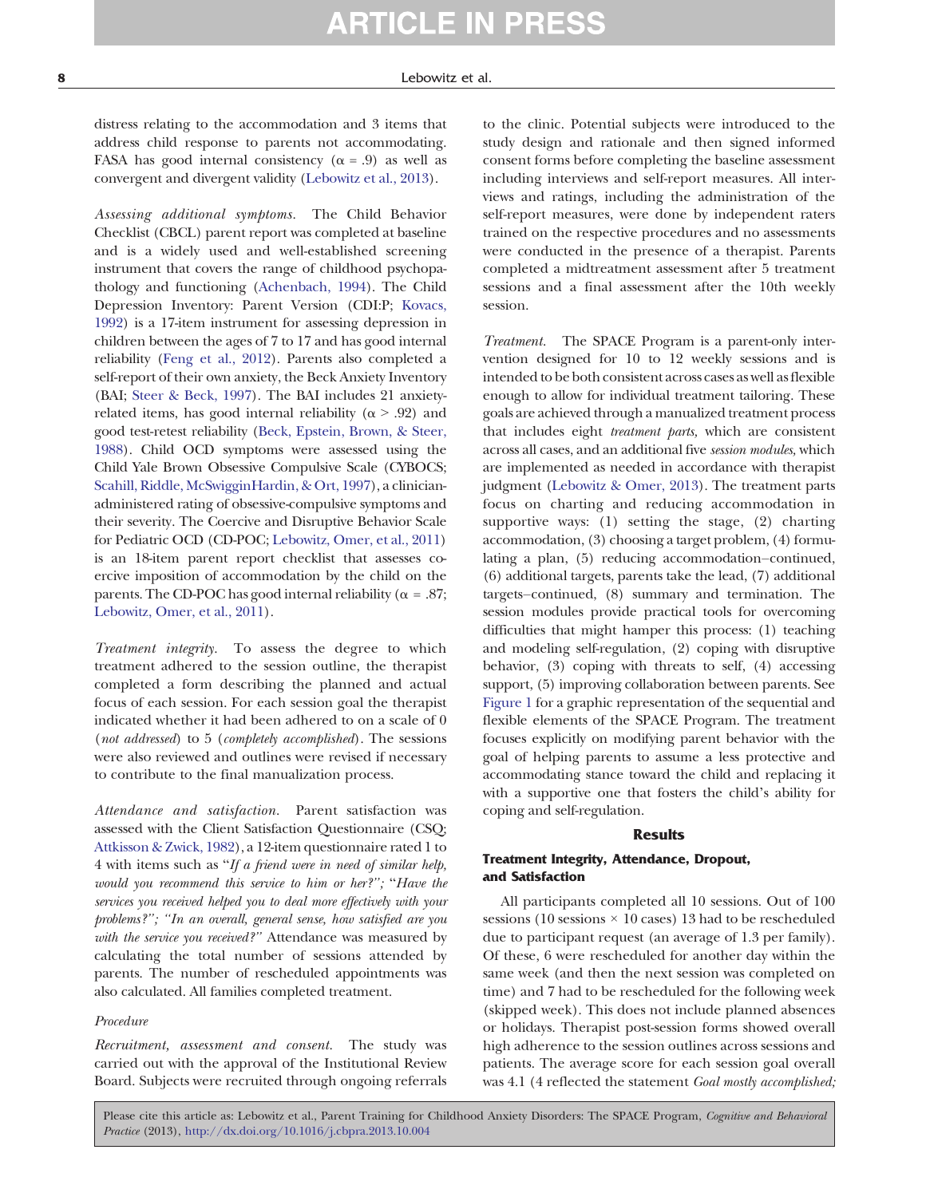distress relating to the accommodation and 3 items that address child response to parents not accommodating. FASA has good internal consistency ($\alpha = .9$) as well as convergent and divergent validity (Lebowitz et al., 2013).

*Assessing additional symptoms.* The Child Behavior Checklist (CBCL) parent report was completed at baseline and is a widely used and well-established screening instrument that covers the range of childhood psychopathology and functioning (Achenbach, 1994). The Child Depression Inventory: Parent Version (CDI:P; Kovacs, 1992) is a 17-item instrument for assessing depression in children between the ages of 7 to 17 and has good internal reliability (Feng et al., 2012). Parents also completed a self-report of their own anxiety, the Beck Anxiety Inventory (BAI; Steer & Beck, 1997). The BAI includes 21 anxiety-related items, has good internal reliability ($\alpha > .92$) and good test-retest reliability (Beck, Epstein, Brown, & Steer, 1988). Child OCD symptoms were assessed using the Child Yale Brown Obsessive Compulsive Scale (CYBOCS; Scahill, Riddle, McSwigginHardin, & Ort, 1997), a clinician-administered rating of obsessive-compulsive symptoms and their severity. The Coercive and Disruptive Behavior Scale for Pediatric OCD (CD-POC; Lebowitz, Omer, et al., 2011) is an 18-item parent report checklist that assesses coercive imposition of accommodation by the child on the parents. The CD-POC has good internal reliability ($\alpha = .87$; Lebowitz, Omer, et al., 2011).

*Treatment integrity.* To assess the degree to which treatment adhered to the session outline, the therapist completed a form describing the planned and actual focus of each session. For each session goal the therapist indicated whether it had been adhered to on a scale of 0 (*not addressed*) to 5 (*completely accomplished*). The sessions were also reviewed and outlines were revised if necessary to contribute to the final manualization process.

*Attendance and satisfaction.* Parent satisfaction was assessed with the Client Satisfaction Questionnaire (CSQ; Attkisson & Zwick, 1982), a 12-item questionnaire rated 1 to 4 with items such as "*If a friend were in need of similar help, would you recommend this service to him or her?*"; "*Have the services you received helped you to deal more effectively with your problems?*"; "*In an overall, general sense, how satisfied are you with the service you received?*" Attendance was measured by calculating the total number of sessions attended by parents. The number of rescheduled appointments was also calculated. All families completed treatment.

### Procedure

*Recruitment, assessment and consent.* The study was carried out with the approval of the Institutional Review Board. Subjects were recruited through ongoing referrals to the clinic. Potential subjects were introduced to the study design and rationale and then signed informed consent forms before completing the baseline assessment including interviews and self-report measures. All interviews and ratings, including the administration of the self-report measures, were done by independent raters trained on the respective procedures and no assessments were conducted in the presence of a therapist. Parents completed a midtreatment assessment after 5 treatment sessions and a final assessment after the 10th weekly session.

*Treatment.* The SPACE Program is a parent-only intervention designed for 10 to 12 weekly sessions and is intended to be both consistent across cases as well as flexible enough to allow for individual treatment tailoring. These goals are achieved through a manualized treatment process that includes eight *treatment parts,* which are consistent across all cases, and an additional five *session modules,* which are implemented as needed in accordance with therapist judgment (Lebowitz & Omer, 2013). The treatment parts focus on charting and reducing accommodation in supportive ways: (1) setting the stage, (2) charting accommodation, (3) choosing a target problem, (4) formulating a plan, (5) reducing accommodation–continued, (6) additional targets, parents take the lead, (7) additional targets–continued, (8) summary and termination. The session modules provide practical tools for overcoming difficulties that might hamper this process: (1) teaching and modeling self-regulation, (2) coping with disruptive behavior, (3) coping with threats to self, (4) accessing support, (5) improving collaboration between parents. See Figure 1 for a graphic representation of the sequential and flexible elements of the SPACE Program. The treatment focuses explicitly on modifying parent behavior with the goal of helping parents to assume a less protective and accommodating stance toward the child and replacing it with a supportive one that fosters the child's ability for coping and self-regulation.

## Results

### Treatment Integrity, Attendance, Dropout, and Satisfaction

All participants completed all 10 sessions. Out of 100 sessions (10 sessions × 10 cases) 13 had to be rescheduled due to participant request (an average of 1.3 per family). Of these, 6 were rescheduled for another day within the same week (and then the next session was completed on time) and 7 had to be rescheduled for the following week (skipped week). This does not include planned absences or holidays. Therapist post-session forms showed overall high adherence to the session outlines across sessions and patients. The average score for each session goal overall was 4.1 (4 reflected the statement *Goal mostly accomplished;*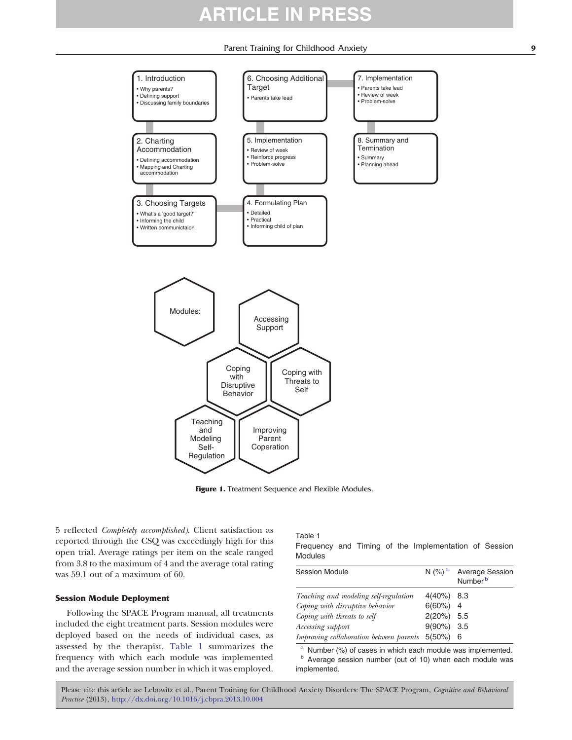1. Introduction
- Why parents?
- Defining support
- Discussing family boundaries

2. Charting Accommodation
- Defining accommodation
- Mapping and Charting accommodation

3. Choosing Targets
- What's a 'good target?'
- Informing the child
- Written communictaion

4. Formulating Plan
- Detailed
- Practical
- Informing child of plan

5. Implementation
- Review of week
- Reinforce progress
- Problem-solve

6. Choosing Additional Target
- Parents take lead

7. Implementation
- Parents take lead
- Review of week
- Problem-solve

8. Summary and Termination
- Summary
- Planning ahead

Modules:
- Accessing Support
- Coping with Disruptive Behavior
- Coping with Threats to Self
- Teaching and Modeling Self-Regulation
- Improving Parent Coperation

**Figure 1.** Treatment Sequence and Flexible Modules.

5 reflected *Completely accomplished*). Client satisfaction as reported through the CSQ was exceedingly high for this open trial. Average ratings per item on the scale ranged from 3.8 to the maximum of 4 and the average total rating was 59.1 out of a maximum of 60.

### Session Module Deployment

Following the SPACE Program manual, all treatments included the eight treatment parts. Session modules were deployed based on the needs of individual cases, as assessed by the therapist. Table 1 summarizes the frequency with which each module was implemented and the average session number in which it was employed.

Table 1
Frequency and Timing of the Implementation of Session Modules

| Session Module | N (%) [a] | Average Session Number [b] |
|---|---|---|
| *Teaching and modeling self-regulation* | 4(40%) | 8.3 |
| *Coping with disruptive behavior* | 6(60%) | 4 |
| *Coping with threats to self* | 2(20%) | 5.5 |
| *Accessing support* | 9(90%) | 3.5 |
| *Improving collaboration between parents* | 5(50%) | 6 |

[a] Number (%) of cases in which each module was implemented.
[b] Average session number (out of 10) when each module was implemented.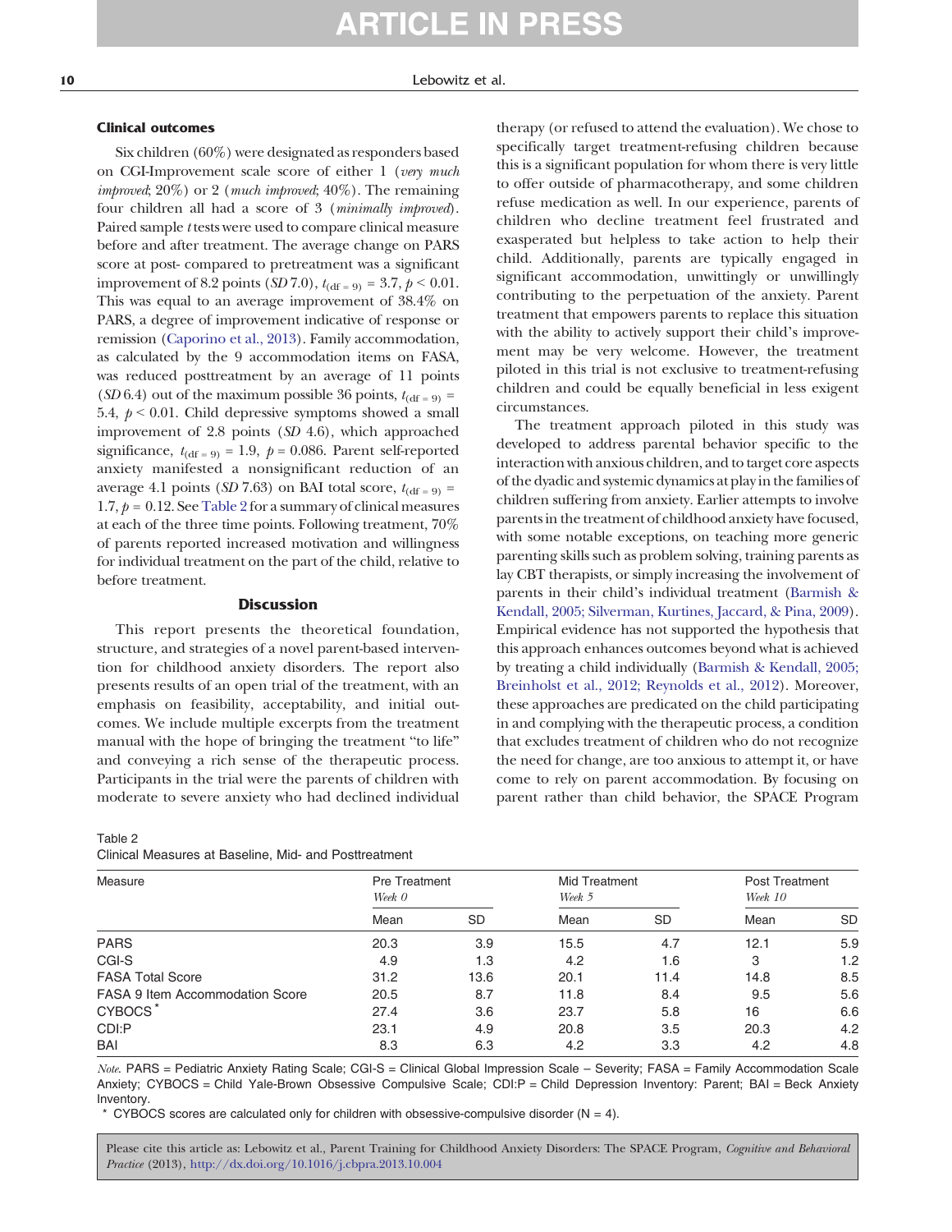### Clinical outcomes

Six children (60%) were designated as responders based on CGI-Improvement scale score of either 1 (*very much improved*; 20%) or 2 (*much improved*; 40%). The remaining four children all had a score of 3 (*minimally improved*). Paired sample *t* tests were used to compare clinical measure before and after treatment. The average change on PARS score at post- compared to pretreatment was a significant improvement of 8.2 points (*SD* 7.0), $t_{(df = 9)} = 3.7$, $p < 0.01$. This was equal to an average improvement of 38.4% on PARS, a degree of improvement indicative of response or remission (Caporino et al., 2013). Family accommodation, as calculated by the 9 accommodation items on FASA, was reduced posttreatment by an average of 11 points (*SD* 6.4) out of the maximum possible 36 points, $t_{(df = 9)} = 5.4$, $p < 0.01$. Child depressive symptoms showed a small improvement of 2.8 points (*SD* 4.6), which approached significance, $t_{(df = 9)} = 1.9$, $p = 0.086$. Parent self-reported anxiety manifested a nonsignificant reduction of an average 4.1 points (*SD* 7.63) on BAI total score, $t_{(df = 9)} = 1.7$, $p = 0.12$. See Table 2 for a summary of clinical measures at each of the three time points. Following treatment, 70% of parents reported increased motivation and willingness for individual treatment on the part of the child, relative to before treatment.

## Discussion

This report presents the theoretical foundation, structure, and strategies of a novel parent-based intervention for childhood anxiety disorders. The report also presents results of an open trial of the treatment, with an emphasis on feasibility, acceptability, and initial outcomes. We include multiple excerpts from the treatment manual with the hope of bringing the treatment "to life" and conveying a rich sense of the therapeutic process. Participants in the trial were the parents of children with moderate to severe anxiety who had declined individual therapy (or refused to attend the evaluation). We chose to specifically target treatment-refusing children because this is a significant population for whom there is very little to offer outside of pharmacotherapy, and some children refuse medication as well. In our experience, parents of children who decline treatment feel frustrated and exasperated but helpless to take action to help their child. Additionally, parents are typically engaged in significant accommodation, unwittingly or unwillingly contributing to the perpetuation of the anxiety. Parent treatment that empowers parents to replace this situation with the ability to actively support their child's improvement may be very welcome. However, the treatment piloted in this trial is not exclusive to treatment-refusing children and could be equally beneficial in less exigent circumstances.

The treatment approach piloted in this study was developed to address parental behavior specific to the interaction with anxious children, and to target core aspects of the dyadic and systemic dynamics at play in the families of children suffering from anxiety. Earlier attempts to involve parents in the treatment of childhood anxiety have focused, with some notable exceptions, on teaching more generic parenting skills such as problem solving, training parents as lay CBT therapists, or simply increasing the involvement of parents in their child's individual treatment (Barmish & Kendall, 2005; Silverman, Kurtines, Jaccard, & Pina, 2009). Empirical evidence has not supported the hypothesis that this approach enhances outcomes beyond what is achieved by treating a child individually (Barmish & Kendall, 2005; Breinholst et al., 2012; Reynolds et al., 2012). Moreover, these approaches are predicated on the child participating in and complying with the therapeutic process, a condition that excludes treatment of children who do not recognize the need for change, are too anxious to attempt it, or have come to rely on parent accommodation. By focusing on parent rather than child behavior, the SPACE Program

Table 2
Clinical Measures at Baseline, Mid- and Posttreatment

| Measure | Pre Treatment *Week 0* | | Mid Treatment *Week 5* | | Post Treatment *Week 10* | |
|---|---|---|---|---|---|---|
| | Mean | SD | Mean | SD | Mean | SD |
| PARS | 20.3 | 3.9 | 15.5 | 4.7 | 12.1 | 5.9 |
| CGI-S | 4.9 | 1.3 | 4.2 | 1.6 | 3 | 1.2 |
| FASA Total Score | 31.2 | 13.6 | 20.1 | 11.4 | 14.8 | 8.5 |
| FASA 9 Item Accommodation Score | 20.5 | 8.7 | 11.8 | 8.4 | 9.5 | 5.6 |
| CYBOCS* | 27.4 | 3.6 | 23.7 | 5.8 | 16 | 6.6 |
| CDI:P | 23.1 | 4.9 | 20.8 | 3.5 | 20.3 | 4.2 |
| BAI | 8.3 | 6.3 | 4.2 | 3.3 | 4.2 | 4.8 |

*Note*. PARS = Pediatric Anxiety Rating Scale; CGI-S = Clinical Global Impression Scale – Severity; FASA = Family Accommodation Scale Anxiety; CYBOCS = Child Yale-Brown Obsessive Compulsive Scale; CDI:P = Child Depression Inventory: Parent; BAI = Beck Anxiety Inventory.

\* CYBOCS scores are calculated only for children with obsessive-compulsive disorder (N = 4).

Please cite this article as: Lebowitz et al., Parent Training for Childhood Anxiety Disorders: The SPACE Program, *Cognitive and Behavioral Practice* (2013), http://dx.doi.org/10.1016/j.cbpra.2013.10.004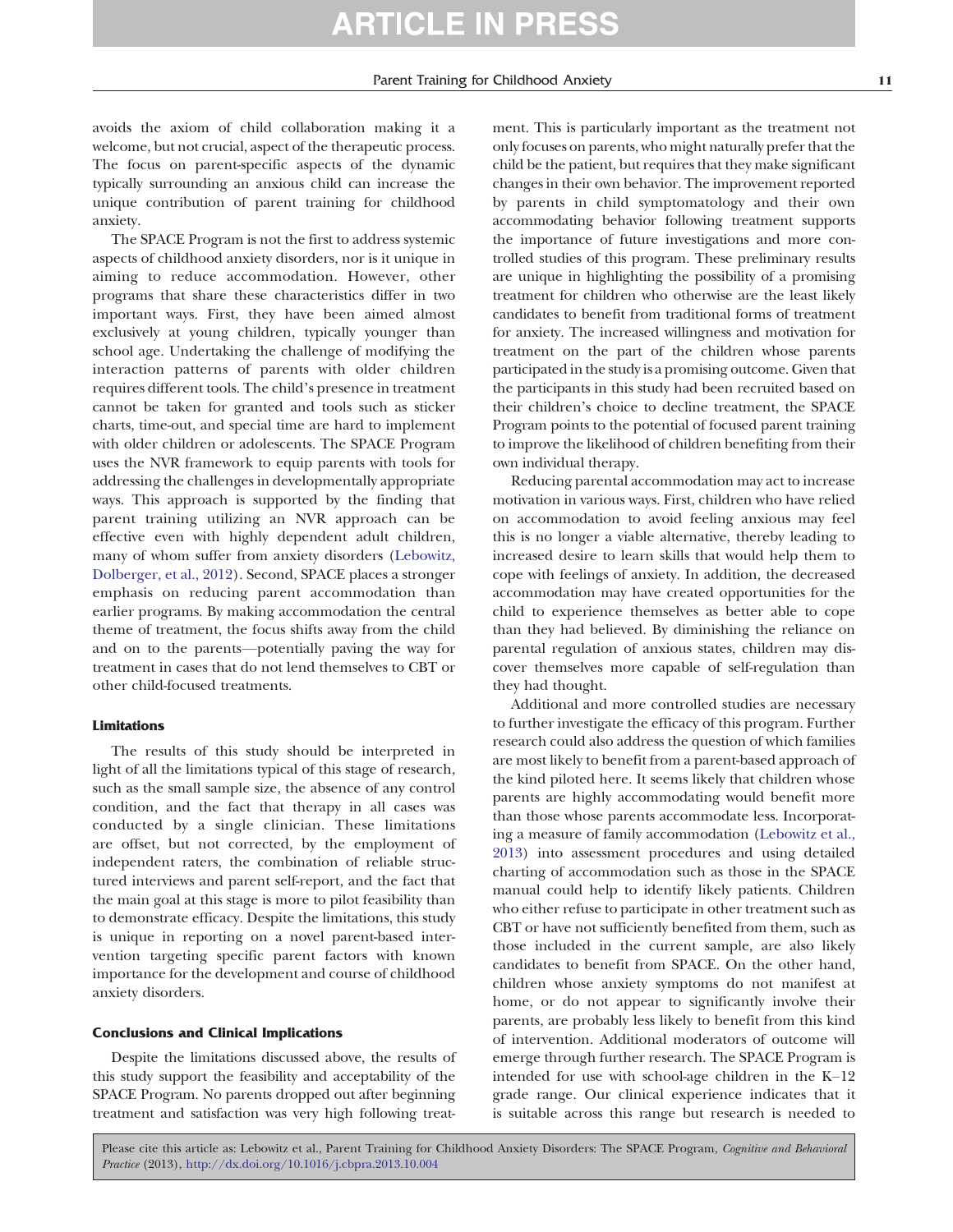avoids the axiom of child collaboration making it a welcome, but not crucial, aspect of the therapeutic process. The focus on parent-specific aspects of the dynamic typically surrounding an anxious child can increase the unique contribution of parent training for childhood anxiety.

The SPACE Program is not the first to address systemic aspects of childhood anxiety disorders, nor is it unique in aiming to reduce accommodation. However, other programs that share these characteristics differ in two important ways. First, they have been aimed almost exclusively at young children, typically younger than school age. Undertaking the challenge of modifying the interaction patterns of parents with older children requires different tools. The child's presence in treatment cannot be taken for granted and tools such as sticker charts, time-out, and special time are hard to implement with older children or adolescents. The SPACE Program uses the NVR framework to equip parents with tools for addressing the challenges in developmentally appropriate ways. This approach is supported by the finding that parent training utilizing an NVR approach can be effective even with highly dependent adult children, many of whom suffer from anxiety disorders (Lebowitz, Dolberger, et al., 2012). Second, SPACE places a stronger emphasis on reducing parent accommodation than earlier programs. By making accommodation the central theme of treatment, the focus shifts away from the child and on to the parents—potentially paving the way for treatment in cases that do not lend themselves to CBT or other child-focused treatments.

#### Limitations

The results of this study should be interpreted in light of all the limitations typical of this stage of research, such as the small sample size, the absence of any control condition, and the fact that therapy in all cases was conducted by a single clinician. These limitations are offset, but not corrected, by the employment of independent raters, the combination of reliable structured interviews and parent self-report, and the fact that the main goal at this stage is more to pilot feasibility than to demonstrate efficacy. Despite the limitations, this study is unique in reporting on a novel parent-based intervention targeting specific parent factors with known importance for the development and course of childhood anxiety disorders.

#### Conclusions and Clinical Implications

Despite the limitations discussed above, the results of this study support the feasibility and acceptability of the SPACE Program. No parents dropped out after beginning treatment and satisfaction was very high following treatment. This is particularly important as the treatment not only focuses on parents, who might naturally prefer that the child be the patient, but requires that they make significant changes in their own behavior. The improvement reported by parents in child symptomatology and their own accommodating behavior following treatment supports the importance of future investigations and more controlled studies of this program. These preliminary results are unique in highlighting the possibility of a promising treatment for children who otherwise are the least likely candidates to benefit from traditional forms of treatment for anxiety. The increased willingness and motivation for treatment on the part of the children whose parents participated in the study is a promising outcome. Given that the participants in this study had been recruited based on their children's choice to decline treatment, the SPACE Program points to the potential of focused parent training to improve the likelihood of children benefiting from their own individual therapy.

Reducing parental accommodation may act to increase motivation in various ways. First, children who have relied on accommodation to avoid feeling anxious may feel this is no longer a viable alternative, thereby leading to increased desire to learn skills that would help them to cope with feelings of anxiety. In addition, the decreased accommodation may have created opportunities for the child to experience themselves as better able to cope than they had believed. By diminishing the reliance on parental regulation of anxious states, children may discover themselves more capable of self-regulation than they had thought.

Additional and more controlled studies are necessary to further investigate the efficacy of this program. Further research could also address the question of which families are most likely to benefit from a parent-based approach of the kind piloted here. It seems likely that children whose parents are highly accommodating would benefit more than those whose parents accommodate less. Incorporating a measure of family accommodation (Lebowitz et al., 2013) into assessment procedures and using detailed charting of accommodation such as those in the SPACE manual could help to identify likely patients. Children who either refuse to participate in other treatment such as CBT or have not sufficiently benefited from them, such as those included in the current sample, are also likely candidates to benefit from SPACE. On the other hand, children whose anxiety symptoms do not manifest at home, or do not appear to significantly involve their parents, are probably less likely to benefit from this kind of intervention. Additional moderators of outcome will emerge through further research. The SPACE Program is intended for use with school-age children in the K–12 grade range. Our clinical experience indicates that it is suitable across this range but research is needed to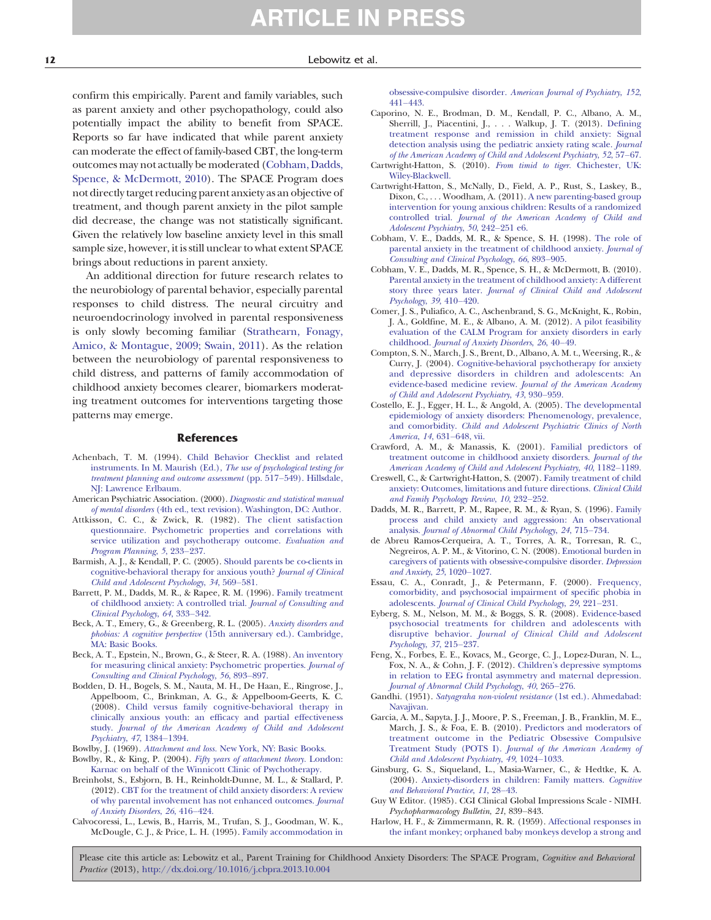confirm this empirically. Parent and family variables, such as parent anxiety and other psychopathology, could also potentially impact the ability to benefit from SPACE. Reports so far have indicated that while parent anxiety can moderate the effect of family-based CBT, the long-term outcomes may not actually be moderated (Cobham, Dadds, Spence, & McDermott, 2010). The SPACE Program does not directly target reducing parent anxiety as an objective of treatment, and though parent anxiety in the pilot sample did decrease, the change was not statistically significant. Given the relatively low baseline anxiety level in this small sample size, however, it is still unclear to what extent SPACE brings about reductions in parent anxiety.

An additional direction for future research relates to the neurobiology of parental behavior, especially parental responses to child distress. The neural circuitry and neuroendocrinology involved in parental responsiveness is only slowly becoming familiar (Strathearn, Fonagy, Amico, & Montague, 2009; Swain, 2011). As the relation between the neurobiology of parental responsiveness to child distress, and patterns of family accommodation of childhood anxiety becomes clearer, biomarkers moderating treatment outcomes for interventions targeting those patterns may emerge.

## References

Achenbach, T. M. (1994). Child Behavior Checklist and related instruments. In M. Maurish (Ed.), *The use of psychological testing for treatment planning and outcome assessment* (pp. 517–549). Hillsdale, NJ: Lawrence Erlbaum.

American Psychiatric Association. (2000). *Diagnostic and statistical manual of mental disorders* (4th ed., text revision). Washington, DC: Author.

Attkisson, C. C., & Zwick, R. (1982). The client satisfaction questionnaire. Psychometric properties and correlations with service utilization and psychotherapy outcome. *Evaluation and Program Planning, 5*, 233–237.

Barmish, A. J., & Kendall, P. C. (2005). Should parents be co-clients in cognitive-behavioral therapy for anxious youth? *Journal of Clinical Child and Adolescent Psychology, 34*, 569–581.

Barrett, P. M., Dadds, M. R., & Rapee, R. M. (1996). Family treatment of childhood anxiety: A controlled trial. *Journal of Consulting and Clinical Psychology, 64*, 333–342.

Beck, A. T., Emery, G., & Greenberg, R. L. (2005). *Anxiety disorders and phobias: A cognitive perspective* (15th anniversary ed.). Cambridge, MA: Basic Books.

Beck, A. T., Epstein, N., Brown, G., & Steer, R. A. (1988). An inventory for measuring clinical anxiety: Psychometric properties. *Journal of Consulting and Clinical Psychology, 56*, 893–897.

Bodden, D. H., Bogels, S. M., Nauta, M. H., De Haan, E., Ringrose, J., Appelboom, C., Brinkman, A. G., & Appelboom-Geerts, K. C. (2008). Child versus family cognitive-behavioral therapy in clinically anxious youth: an efficacy and partial effectiveness study. *Journal of the American Academy of Child and Adolescent Psychiatry, 47*, 1384–1394.

Bowlby, J. (1969). *Attachment and loss.* New York, NY: Basic Books.

Bowlby, R., & King, P. (2004). *Fifty years of attachment theory.* London: Karnac on behalf of the Winnicott Clinic of Psychotherapy.

Breinholst, S., Esbjorn, B. H., Reinholdt-Dunne, M. L., & Stallard, P. (2012). CBT for the treatment of child anxiety disorders: A review of why parental involvement has not enhanced outcomes. *Journal of Anxiety Disorders, 26*, 416–424.

Calvocoressi, L., Lewis, B., Harris, M., Trufan, S. J., Goodman, W. K., McDougle, C. J., & Price, L. H. (1995). Family accommodation in obsessive-compulsive disorder. *American Journal of Psychiatry, 152*, 441–443.

Caporino, N. E., Brodman, D. M., Kendall, P. C., Albano, A. M., Sherrill, J., Piacentini, J., . . . Walkup, J. T. (2013). Defining treatment response and remission in child anxiety: Signal detection analysis using the pediatric anxiety rating scale. *Journal of the American Academy of Child and Adolescent Psychiatry, 52*, 57–67.

Cartwright-Hatton, S. (2010). *From timid to tiger.* Chichester, UK: Wiley-Blackwell.

Cartwright-Hatton, S., McNally, D., Field, A. P., Rust, S., Laskey, B., Dixon, C., . . . Woodham, A. (2011). A new parenting-based group intervention for young anxious children: Results of a randomized controlled trial. *Journal of the American Academy of Child and Adolescent Psychiatry, 50*, 242–251 e6.

Cobham, V. E., Dadds, M. R., & Spence, S. H. (1998). The role of parental anxiety in the treatment of childhood anxiety. *Journal of Consulting and Clinical Psychology, 66*, 893–905.

Cobham, V. E., Dadds, M. R., Spence, S. H., & McDermott, B. (2010). Parental anxiety in the treatment of childhood anxiety: A different story three years later. *Journal of Clinical Child and Adolescent Psychology, 39*, 410–420.

Comer, J. S., Puliafico, A. C., Aschenbrand, S. G., McKnight, K., Robin, J. A., Goldfine, M. E., & Albano, A. M. (2012). A pilot feasibility evaluation of the CALM Program for anxiety disorders in early childhood. *Journal of Anxiety Disorders, 26*, 40–49.

Compton, S. N., March, J. S., Brent, D., Albano, A. M. t., Weersing, R., & Curry, J. (2004). Cognitive-behavioral psychotherapy for anxiety and depressive disorders in children and adolescents: An evidence-based medicine review. *Journal of the American Academy of Child and Adolescent Psychiatry, 43*, 930–959.

Costello, E. J., Egger, H. L., & Angold, A. (2005). The developmental epidemiology of anxiety disorders: Phenomenology, prevalence, and comorbidity. *Child and Adolescent Psychiatric Clinics of North America, 14*, 631–648, vii.

Crawford, A. M., & Manassis, K. (2001). Familial predictors of treatment outcome in childhood anxiety disorders. *Journal of the American Academy of Child and Adolescent Psychiatry, 40*, 1182–1189.

Creswell, C., & Cartwright-Hatton, S. (2007). Family treatment of child anxiety: Outcomes, limitations and future directions. *Clinical Child and Family Psychology Review, 10*, 232–252.

Dadds, M. R., Barrett, P. M., Rapee, R. M., & Ryan, S. (1996). Family process and child anxiety and aggression: An observational analysis. *Journal of Abnormal Child Psychology, 24*, 715–734.

de Abreu Ramos-Cerqueira, A. T., Torres, A. R., Torresan, R. C., Negreiros, A. P. M., & Vitorino, C. N. (2008). Emotional burden in caregivers of patients with obsessive-compulsive disorder. *Depression and Anxiety, 25*, 1020–1027.

Essau, C. A., Conradt, J., & Petermann, F. (2000). Frequency, comorbidity, and psychosocial impairment of specific phobia in adolescents. *Journal of Clinical Child Psychology, 29*, 221–231.

Eyberg, S. M., Nelson, M. M., & Boggs, S. R. (2008). Evidence-based psychosocial treatments for children and adolescents with disruptive behavior. *Journal of Clinical Child and Adolescent Psychology, 37*, 215–237.

Feng, X., Forbes, E. E., Kovacs, M., George, C. J., Lopez-Duran, N. L., Fox, N. A., & Cohn, J. F. (2012). Children's depressive symptoms in relation to EEG frontal asymmetry and maternal depression. *Journal of Abnormal Child Psychology, 40*, 265–276.

Gandhi. (1951). *Satyagraha non-violent resistance* (1st ed.). Ahmedabad: Navajivan.

Garcia, A. M., Sapyta, J. J., Moore, P. S., Freeman, J. B., Franklin, M. E., March, J. S., & Foa, E. B. (2010). Predictors and moderators of treatment outcome in the Pediatric Obsessive Compulsive Treatment Study (POTS I). *Journal of the American Academy of Child and Adolescent Psychiatry, 49*, 1024–1033.

Ginsburg, G. S., Siqueland, L., Masia-Warner, C., & Hedtke, K. A. (2004). Anxiety-disorders in children: Family matters. *Cognitive and Behavioral Practice, 11*, 28–43.

Guy W Editor. (1985). CGI Clinical Global Impressions Scale - NIMH. *Psychopharmacology Bulletin, 21*, 839–843.

Harlow, H. F., & Zimmermann, R. R. (1959). Affectional responses in the infant monkey; orphaned baby monkeys develop a strong and

Please cite this article as: Lebowitz et al., Parent Training for Childhood Anxiety Disorders: The SPACE Program, *Cognitive and Behavioral Practice* (2013), http://dx.doi.org/10.1016/j.cbpra.2013.10.004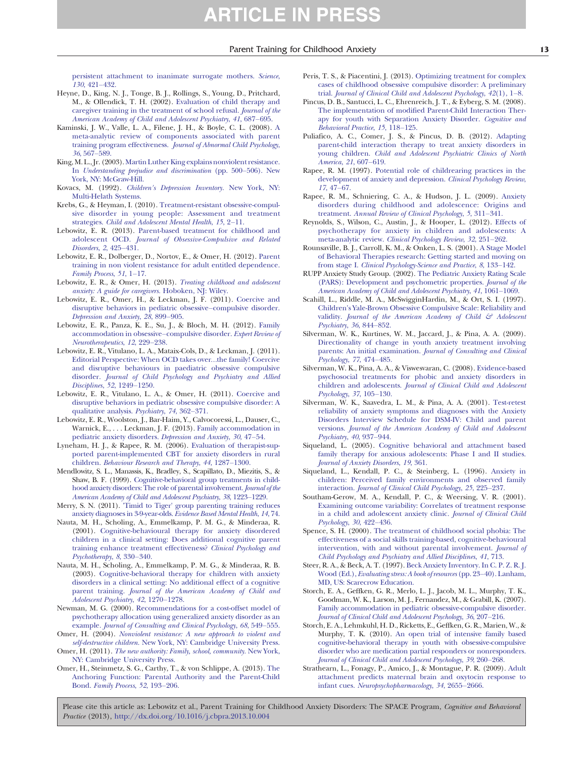persistent attachment to inanimate surrogate mothers. *Science, 130*, 421–432.

Heyne, D., King, N. J., Tonge, B. J., Rollings, S., Young, D., Pritchard, M., & Ollendick, T. H. (2002). Evaluation of child therapy and caregiver training in the treatment of school refusal. *Journal of the American Academy of Child and Adolescent Psychiatry, 41*, 687–695.

Kaminski, J. W., Valle, L. A., Filene, J. H., & Boyle, C. L. (2008). A meta-analytic review of components associated with parent training program effectiveness. *Journal of Abnormal Child Psychology, 36*, 567–589.

King, M. L., Jr. (2003). Martin Luther King explains nonviolent resistance. In *Understanding prejudice and discrimination* (pp. 500–506). New York, NY: McGraw-Hill.

Kovacs, M. (1992). *Children's Depression Inventory*. New York, NY: Multi-Helath Systems.

Krebs, G., & Heyman, I. (2010). Treatment-resistant obsessive-compulsive disorder in young people: Assessment and treatment strategies. *Child and Adolescent Mental Health, 15*, 2–11.

Lebowitz, E. R. (2013). Parent-based treatment for childhood and adolescent OCD. *Journal of Obsessive-Compulsive and Related Disorders, 2*, 425–431.

Lebowitz, E. R., Dolberger, D., Nortov, E., & Omer, H. (2012). Parent training in non violent resistance for adult entitled dependence. *Family Process, 51*, 1–17.

Lebowitz, E. R., & Omer, H. (2013). *Treating childhood and adolescent anxiety: A guide for caregivers*. Hoboken, NJ: Wiley.

Lebowitz, E. R., Omer, H., & Leckman, J. F. (2011). Coercive and disruptive behaviors in pediatric obsessive–compulsive disorder. *Depression and Anxiety, 28*, 899–905.

Lebowitz, E. R., Panza, K. E., Su, J., & Bloch, M. H. (2012). Family accommodation in obsessive–compulsive disorder. *Expert Review of Neurotherapeutics, 12*, 229–238.

Lebowitz, E. R, Vitulano, L. A., Mataix-Cols, D., & Leckman, J. (2011). Editorial Perspective: When OCD takes over...the family! Coercive and disruptive behaviours in paediatric obsessive compulsive disorder. *Journal of Child Psychology and Psychiatry and Allied Disciplines, 52*, 1249–1250.

Lebowitz, E. R., Vitulano, L. A., & Omer, H. (2011). Coercive and disruptive behaviors in pediatric obsessive compulsive disorder: A qualitative analysis. *Psychiatry, 74*, 362–371.

Lebowitz, E. R., Woolston, J., Bar-Haim, Y., Calvocoressi, L., Dauser, C., Warnick, E., . . . Leckman, J. F. (2013). Family accommodation in pediatric anxiety disorders. *Depression and Anxiety, 30*, 47–54.

Lyneham, H. J., & Rapee, R. M. (2006). Evaluation of therapist-supported parent-implemented CBT for anxiety disorders in rural children. *Behaviour Research and Therapy, 44*, 1287–1300.

Mendlowitz, S. L., Manassis, K., Bradley, S., Scapillato, D., Miezitis, S., & Shaw, B. F. (1999). Cognitive-behavioral group treatments in childhood anxiety disorders: The role of parental involvement. *Journal of the American Academy of Child and Adolescent Psychiatry, 38*, 1223–1229.

Merry, S. N. (2011). 'Timid to Tiger' group parenting training reduces anxiety diagnoses in 3-9-year-olds. *Evidence Based Mental Health, 14*, 74.

Nauta, M. H., Scholing, A., Emmelkamp, P. M. G., & Minderaa, R. (2001). Cognitive-behavioural therapy for anxiety disordered children in a clinical setting: Does additional cognitive parent training enhance treatment effectiveness? *Clinical Psychology and Psychotherapy, 8*, 330–340.

Nauta, M. H., Scholing, A., Emmelkamp, P. M. G., & Minderaa, R. B. (2003). Cognitive-behavioral therapy for children with anxiety disorders in a clinical setting: No additional effect of a cognitive parent training. *Journal of the American Academy of Child and Adolescent Psychiatry, 42*, 1270–1278.

Newman, M. G. (2000). Recommendations for a cost-offset model of psychotherapy allocation using generalized anxiety disorder as an example. *Journal of Consulting and Clinical Psychology, 68*, 549–555.

Omer, H. (2004). *Nonviolent resistance: A new approach to violent and self-destructive children*. New York, NY: Cambridge University Press.

Omer, H. (2011). *The new authority: Family, school, community*. New York, NY: Cambridge University Press.

Omer, H., Steinmetz, S. G., Carthy, T., & von Schlippe, A. (2013). The Anchoring Function: Parental Authority and the Parent-Child Bond. *Family Process, 52*, 193–206.

Peris, T. S., & Piacentini, J. (2013). Optimizing treatment for complex cases of childhood obsessive compulsive disorder: A preliminary trial. *Journal of Clinical Child and Adolescent Psychology, 42*(1), 1–8.

Pincus, D. B., Santucci, L. C., Ehrenreich, J. T., & Eyberg, S. M. (2008). The implementation of modified Parent-Child Interaction Therapy for youth with Separation Anxiety Disorder. *Cognitive and Behavioral Practice, 15*, 118–125.

Puliafico, A. C., Comer, J. S., & Pincus, D. B. (2012). Adapting parent-child interaction therapy to treat anxiety disorders in young children. *Child and Adolescent Psychiatric Clinics of North America, 21*, 607–619.

Rapee, R. M. (1997). Potential role of childrearing practices in the development of anxiety and depression. *Clinical Psychology Review, 17*, 47–67.

Rapee, R. M., Schniering, C. A., & Hudson, J. L. (2009). Anxiety disorders during childhood and adolescence: Origins and treatment. *Annual Review of Clinical Psychology, 5*, 311–341.

Reynolds, S., Wilson, C., Austin, J., & Hooper, L. (2012). Effects of psychotherapy for anxiety in children and adolescents: A meta-analytic review. *Clinical Psychology Review, 32*, 251–262.

Rounsaville, B. J., Carroll, K. M., & Onken, L. S. (2001). A Stage Model of Behavioral Therapies research: Getting started and moving on from stage I. *Clinical Psychology-Science and Practice, 8*, 133–142.

RUPP Anxiety Study Group. (2002). The Pediatric Anxiety Rating Scale (PARS): Development and psychometric properties. *Journal of the American Academy of Child and Adolescent Psychiatry, 41*, 1061–1069.

Scahill, L., Riddle, M. A., McSwigginHardin, M., & Ort, S. I. (1997). Children's Yale-Brown Obsessive Compulsive Scale: Reliability and validity. *Journal of the American Academy of Child & Adolescent Psychiatry, 36*, 844–852.

Silverman, W. K., Kurtines, W. M., Jaccard, J., & Pina, A. A. (2009). Directionality of change in youth anxiety treatment involving parents: An initial examination. *Journal of Consulting and Clinical Psychology, 77*, 474–485.

Silverman, W. K., Pina, A. A., & Viswesvaran, C. (2008). Evidence-based psychosocial treatments for phobic and anxiety disorders in children and adolescents. *Journal of Clinical Child and Adolescent Psychology, 37*, 105–130.

Silverman, W. K., Saavedra, L. M., & Pina, A. A. (2001). Test-retest reliability of anxiety symptoms and diagnoses with the Anxiety Disorders Interview Schedule for DSM-IV: Child and parent versions. *Journal of the American Academy of Child and Adolescent Psychiatry, 40*, 937–944.

Siqueland, L. (2005). Cognitive behavioral and attachment based family therapy for anxious adolescents: Phase I and II studies. *Journal of Anxiety Disorders, 19*, 361.

Siqueland, L., Kendall, P. C., & Steinberg, L. (1996). Anxiety in children: Perceived family environments and observed family interaction. *Journal of Clinical Child Psychology, 25*, 225–237.

Southam-Gerow, M. A., Kendall, P. C., & Weersing, V. R. (2001). Examining outcome variability: Correlates of treatment response in a child and adolescent anxiety clinic. *Journal of Clinical Child Psychology, 30*, 422–436.

Spence, S. H. (2000). The treatment of childhood social phobia: The effectiveness of a social skills training-based, cognitive-behavioural intervention, with and without parental involvement. *Journal of Child Psychology and Psychiatry and Allied Disciplines, 41*, 713.

Steer, R. A., & Beck, A. T. (1997). Beck Anxiety Inventory. In C. P. Z. R. J. Wood (Ed.), *Evaluating stress: A book of resources* (pp. 23–40). Lanham, MD, US: Scarecrow Education.

Storch, E. A., Geffken, G. R., Merlo, L. J., Jacob, M. L., Murphy, T. K., Goodman, W. K., Larson, M. J., Fernandez, M., & Grabill, K. (2007). Family accommodation in pediatric obsessive-compulsive disorder. *Journal of Clinical Child and Adolescent Psychology, 36*, 207–216.

Storch, E. A., Lehmkuhl, H. D., Ricketts, E., Geffken, G. R., Marien, W., & Murphy, T. K. (2010). An open trial of intensive family based cognitive-behavioral therapy in youth with obsessive-compulsive disorder who are medication partial responders or nonresponders. *Journal of Clinical Child and Adolescent Psychology, 39*, 260–268.

Strathearn, L., Fonagy, P., Amico, J., & Montague, P. R. (2009). Adult attachment predicts maternal brain and oxytocin response to infant cues. *Neuropsychopharmacology, 34*, 2655–2666.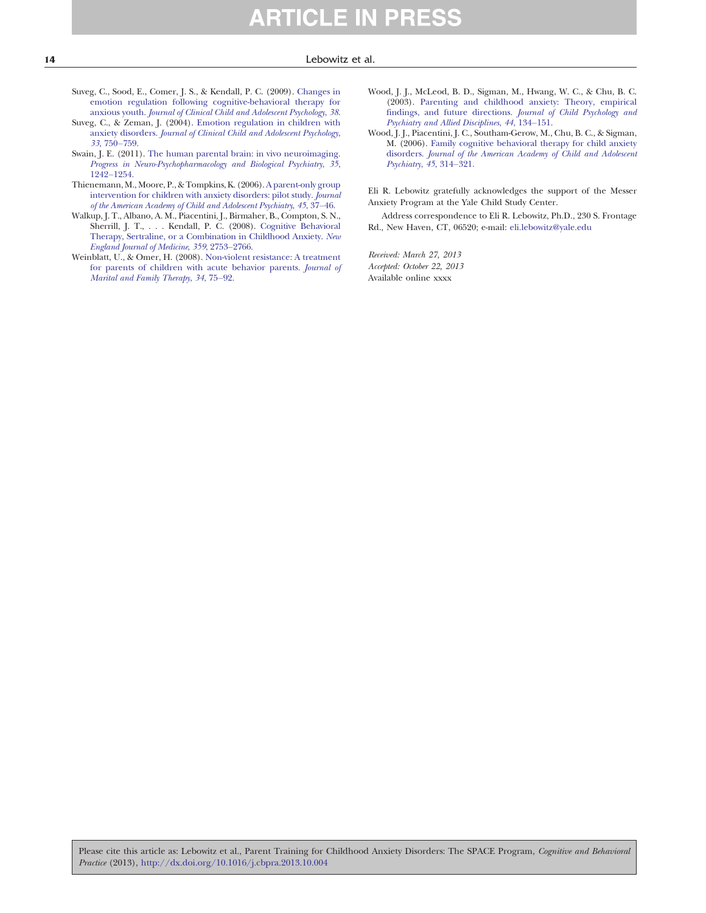Suveg, C., Sood, E., Comer, J. S., & Kendall, P. C. (2009). Changes in emotion regulation following cognitive-behavioral therapy for anxious youth. *Journal of Clinical Child and Adolescent Psychology, 38*.

Suveg, C., & Zeman, J. (2004). Emotion regulation in children with anxiety disorders. *Journal of Clinical Child and Adolescent Psychology, 33*, 750–759.

Swain, J. E. (2011). The human parental brain: in vivo neuroimaging. *Progress in Neuro-Psychopharmacology and Biological Psychiatry, 35*, 1242–1254.

Thienemann, M., Moore, P., & Tompkins, K. (2006). A parent-only group intervention for children with anxiety disorders: pilot study. *Journal of the American Academy of Child and Adolescent Psychiatry, 45*, 37–46.

Walkup, J. T., Albano, A. M., Piacentini, J., Birmaher, B., Compton, S. N., Sherrill, J. T., . . . Kendall, P. C. (2008). Cognitive Behavioral Therapy, Sertraline, or a Combination in Childhood Anxiety. *New England Journal of Medicine, 359*, 2753–2766.

Weinblatt, U., & Omer, H. (2008). Non-violent resistance: A treatment for parents of children with acute behavior parents. *Journal of Marital and Family Therapy, 34*, 75–92.

Wood, J. J., McLeod, B. D., Sigman, M., Hwang, W. C., & Chu, B. C. (2003). Parenting and childhood anxiety: Theory, empirical findings, and future directions. *Journal of Child Psychology and Psychiatry and Allied Disciplines, 44*, 134–151.

Wood, J. J., Piacentini, J. C., Southam-Gerow, M., Chu, B. C., & Sigman, M. (2006). Family cognitive behavioral therapy for child anxiety disorders. *Journal of the American Academy of Child and Adolescent Psychiatry, 45*, 314–321.

Eli R. Lebowitz gratefully acknowledges the support of the Messer Anxiety Program at the Yale Child Study Center.

Address correspondence to Eli R. Lebowitz, Ph.D., 230 S. Frontage Rd., New Haven, CT, 06520; e-mail: eli.lebowitz@yale.edu

*Received: March 27, 2013*
*Accepted: October 22, 2013*
Available online xxxx